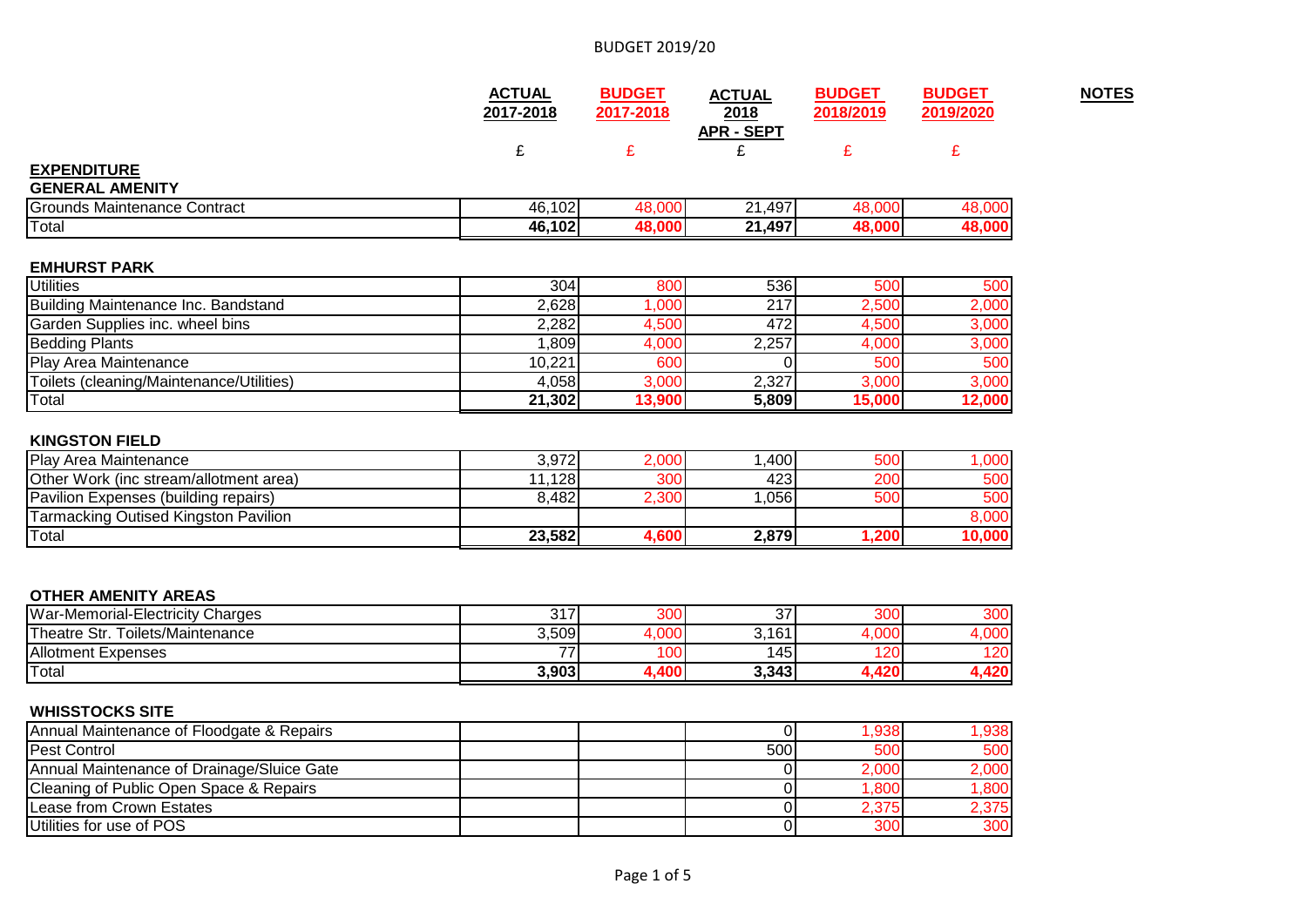# BUDGET 2019/20

| | ACTUAL 2017-2018 | BUDGET 2017-2018 | ACTUAL 2018 APR - SEPT | BUDGET 2018/2019 | BUDGET 2019/2020 | NOTES |
|---|---|---|---|---|---|---|
| | £ | £ | £ | £ | £ | |
| **EXPENDITURE** | | | | | | |
| **GENERAL AMENITY** | | | | | | |
| Grounds Maintenance Contract | 46,102 | 48,000 | 21,497 | 48,000 | 48,000 | |
| Total | **46,102** | **48,000** | **21,497** | **48,000** | **48,000** | |
| **EMHURST PARK** | | | | | | |
| Utilities | 304 | 800 | 536 | 500 | 500 | |
| Building Maintenance Inc. Bandstand | 2,628 | 1,000 | 217 | 2,500 | 2,000 | |
| Garden Supplies inc. wheel bins | 2,282 | 4,500 | 472 | 4,500 | 3,000 | |
| Bedding Plants | 1,809 | 4,000 | 2,257 | 4,000 | 3,000 | |
| Play Area Maintenance | 10,221 | 600 | 0 | 500 | 500 | |
| Toilets (cleaning/Maintenance/Utilities) | 4,058 | 3,000 | 2,327 | 3,000 | 3,000 | |
| Total | **21,302** | **13,900** | **5,809** | **15,000** | **12,000** | |
| **KINGSTON FIELD** | | | | | | |
| Play Area Maintenance | 3,972 | 2,000 | 1,400 | 500 | 1,000 | |
| Other Work (inc stream/allotment area) | 11,128 | 300 | 423 | 200 | 500 | |
| Pavilion Expenses (building repairs) | 8,482 | 2,300 | 1,056 | 500 | 500 | |
| Tarmacking Outised Kingston Pavilion | | | | | 8,000 | |
| Total | **23,582** | **4,600** | **2,879** | **1,200** | **10,000** | |
| **OTHER AMENITY AREAS** | | | | | | |
| War-Memorial-Electricity Charges | 317 | 300 | 37 | 300 | 300 | |
| Theatre Str. Toilets/Maintenance | 3,509 | 4,000 | 3,161 | 4,000 | 4,000 | |
| Allotment Expenses | 77 | 100 | 145 | 120 | 120 | |
| Total | **3,903** | **4,400** | **3,343** | **4,420** | **4,420** | |
| **WHISSTOCKS SITE** | | | | | | |
| Annual Maintenance of Floodgate & Repairs | | | 0 | 1,938 | 1,938 | |
| Pest Control | | | 500 | 500 | 500 | |
| Annual Maintenance of Drainage/Sluice Gate | | | 0 | 2,000 | 2,000 | |
| Cleaning of Public Open Space & Repairs | | | 0 | 1,800 | 1,800 | |
| Lease from Crown Estates | | | 0 | 2,375 | 2,375 | |
| Utilities for use of POS | | | 0 | 300 | 300 | |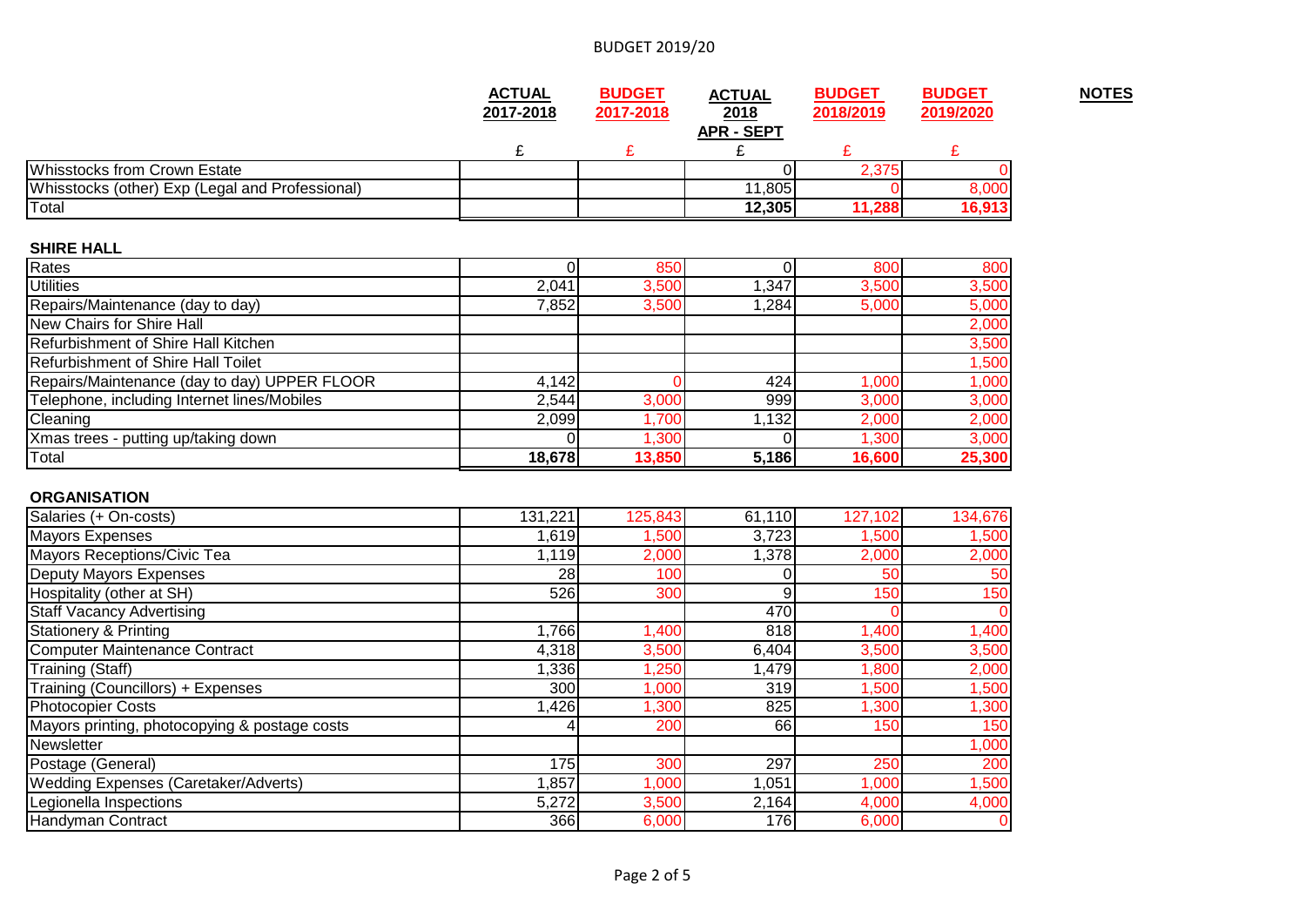# BUDGET 2019/20

| | ACTUAL 2017-2018 | BUDGET 2017-2018 | ACTUAL 2018 APR - SEPT | BUDGET 2018/2019 | BUDGET 2019/2020 | NOTES |
|---|---|---|---|---|---|---|
| | £ | £ | £ | £ | £ | |
| Whisstocks from Crown Estate | | | 0 | 2,375 | 0 | |
| Whisstocks (other) Exp (Legal and Professional) | | | 11,805 | 0 | 8,000 | |
| Total | | | **12,305** | **11,288** | **16,913** | |

**SHIRE HALL**

| | ACTUAL 2017-2018 | BUDGET 2017-2018 | ACTUAL 2018 APR - SEPT | BUDGET 2018/2019 | BUDGET 2019/2020 | NOTES |
|---|---|---|---|---|---|---|
| Rates | 0 | 850 | 0 | 800 | 800 | |
| Utilities | 2,041 | 3,500 | 1,347 | 3,500 | 3,500 | |
| Repairs/Maintenance (day to day) | 7,852 | 3,500 | 1,284 | 5,000 | 5,000 | |
| New Chairs for Shire Hall | | | | | 2,000 | |
| Refurbishment of Shire Hall Kitchen | | | | | 3,500 | |
| Refurbishment of Shire Hall Toilet | | | | | 1,500 | |
| Repairs/Maintenance (day to day) UPPER FLOOR | 4,142 | 0 | 424 | 1,000 | 1,000 | |
| Telephone, including Internet lines/Mobiles | 2,544 | 3,000 | 999 | 3,000 | 3,000 | |
| Cleaning | 2,099 | 1,700 | 1,132 | 2,000 | 2,000 | |
| Xmas trees - putting up/taking down | 0 | 1,300 | 0 | 1,300 | 3,000 | |
| Total | **18,678** | **13,850** | **5,186** | **16,600** | **25,300** | |

**ORGANISATION**

| | ACTUAL 2017-2018 | BUDGET 2017-2018 | ACTUAL 2018 APR - SEPT | BUDGET 2018/2019 | BUDGET 2019/2020 | NOTES |
|---|---|---|---|---|---|---|
| Salaries (+ On-costs) | 131,221 | 125,843 | 61,110 | 127,102 | 134,676 | |
| Mayors Expenses | 1,619 | 1,500 | 3,723 | 1,500 | 1,500 | |
| Mayors Receptions/Civic Tea | 1,119 | 2,000 | 1,378 | 2,000 | 2,000 | |
| Deputy Mayors Expenses | 28 | 100 | 0 | 50 | 50 | |
| Hospitality (other at SH) | 526 | 300 | 9 | 150 | 150 | |
| Staff Vacancy Advertising | | | 470 | 0 | 0 | |
| Stationery & Printing | 1,766 | 1,400 | 818 | 1,400 | 1,400 | |
| Computer Maintenance Contract | 4,318 | 3,500 | 6,404 | 3,500 | 3,500 | |
| Training (Staff) | 1,336 | 1,250 | 1,479 | 1,800 | 2,000 | |
| Training (Councillors) + Expenses | 300 | 1,000 | 319 | 1,500 | 1,500 | |
| Photocopier Costs | 1,426 | 1,300 | 825 | 1,300 | 1,300 | |
| Mayors printing, photocopying & postage costs | 4 | 200 | 66 | 150 | 150 | |
| Newsletter | | | | | 1,000 | |
| Postage (General) | 175 | 300 | 297 | 250 | 200 | |
| Wedding Expenses (Caretaker/Adverts) | 1,857 | 1,000 | 1,051 | 1,000 | 1,500 | |
| Legionella Inspections | 5,272 | 3,500 | 2,164 | 4,000 | 4,000 | |
| Handyman Contract | 366 | 6,000 | 176 | 6,000 | 0 | |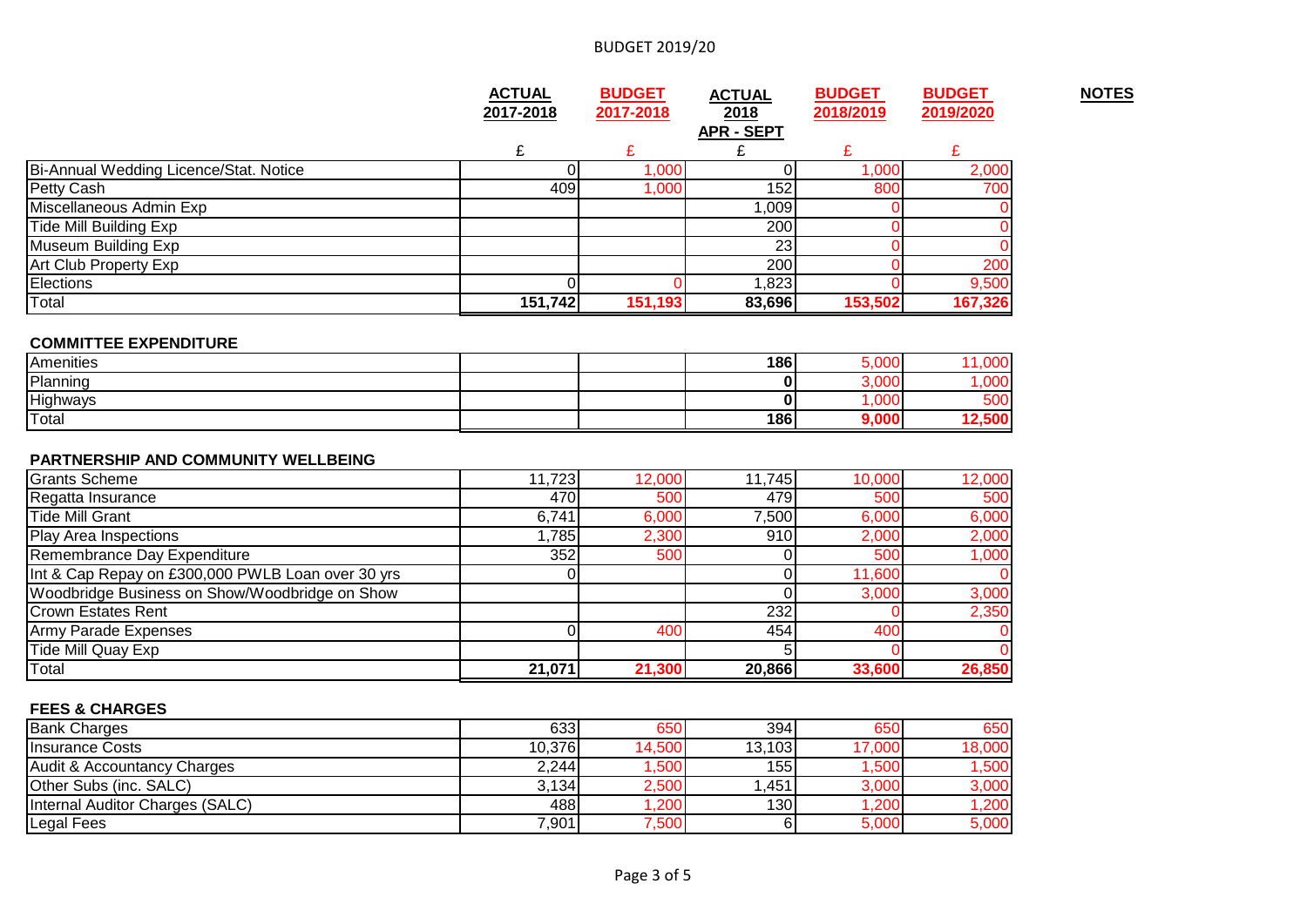# BUDGET 2019/20

| | ACTUAL 2017-2018 | BUDGET 2017-2018 | ACTUAL 2018 APR - SEPT | BUDGET 2018/2019 | BUDGET 2019/2020 | NOTES |
|---|---|---|---|---|---|---|
| | £ | £ | £ | £ | £ | |
| Bi-Annual Wedding Licence/Stat. Notice | 0 | 1,000 | 0 | 1,000 | 2,000 | |
| Petty Cash | 409 | 1,000 | 152 | 800 | 700 | |
| Miscellaneous Admin Exp | | | 1,009 | 0 | 0 | |
| Tide Mill Building Exp | | | 200 | 0 | 0 | |
| Museum Building Exp | | | 23 | 0 | 0 | |
| Art Club Property Exp | | | 200 | 0 | 200 | |
| Elections | 0 | 0 | 1,823 | 0 | 9,500 | |
| Total | 151,742 | 151,193 | 83,696 | 153,502 | 167,326 | |

**COMMITTEE EXPENDITURE**

| | ACTUAL 2017-2018 | BUDGET 2017-2018 | ACTUAL 2018 APR - SEPT | BUDGET 2018/2019 | BUDGET 2019/2020 | NOTES |
|---|---|---|---|---|---|---|
| Amenities | | | 186 | 5,000 | 11,000 | |
| Planning | | | 0 | 3,000 | 1,000 | |
| Highways | | | 0 | 1,000 | 500 | |
| Total | | | 186 | 9,000 | 12,500 | |

**PARTNERSHIP AND COMMUNITY WELLBEING**

| | ACTUAL 2017-2018 | BUDGET 2017-2018 | ACTUAL 2018 APR - SEPT | BUDGET 2018/2019 | BUDGET 2019/2020 | NOTES |
|---|---|---|---|---|---|---|
| Grants Scheme | 11,723 | 12,000 | 11,745 | 10,000 | 12,000 | |
| Regatta Insurance | 470 | 500 | 479 | 500 | 500 | |
| Tide Mill Grant | 6,741 | 6,000 | 7,500 | 6,000 | 6,000 | |
| Play Area Inspections | 1,785 | 2,300 | 910 | 2,000 | 2,000 | |
| Remembrance Day Expenditure | 352 | 500 | 0 | 500 | 1,000 | |
| Int & Cap Repay on £300,000 PWLB Loan over 30 yrs | 0 | | 0 | 11,600 | 0 | |
| Woodbridge Business on Show/Woodbridge on Show | | | 0 | 3,000 | 3,000 | |
| Crown Estates Rent | | | 232 | 0 | 2,350 | |
| Army Parade Expenses | 0 | 400 | 454 | 400 | 0 | |
| Tide Mill Quay Exp | | | 5 | 0 | 0 | |
| Total | 21,071 | 21,300 | 20,866 | 33,600 | 26,850 | |

**FEES & CHARGES**

| | ACTUAL 2017-2018 | BUDGET 2017-2018 | ACTUAL 2018 APR - SEPT | BUDGET 2018/2019 | BUDGET 2019/2020 | NOTES |
|---|---|---|---|---|---|---|
| Bank Charges | 633 | 650 | 394 | 650 | 650 | |
| Insurance Costs | 10,376 | 14,500 | 13,103 | 17,000 | 18,000 | |
| Audit & Accountancy Charges | 2,244 | 1,500 | 155 | 1,500 | 1,500 | |
| Other Subs (inc. SALC) | 3,134 | 2,500 | 1,451 | 3,000 | 3,000 | |
| Internal Auditor Charges (SALC) | 488 | 1,200 | 130 | 1,200 | 1,200 | |
| Legal Fees | 7,901 | 7,500 | 6 | 5,000 | 5,000 | |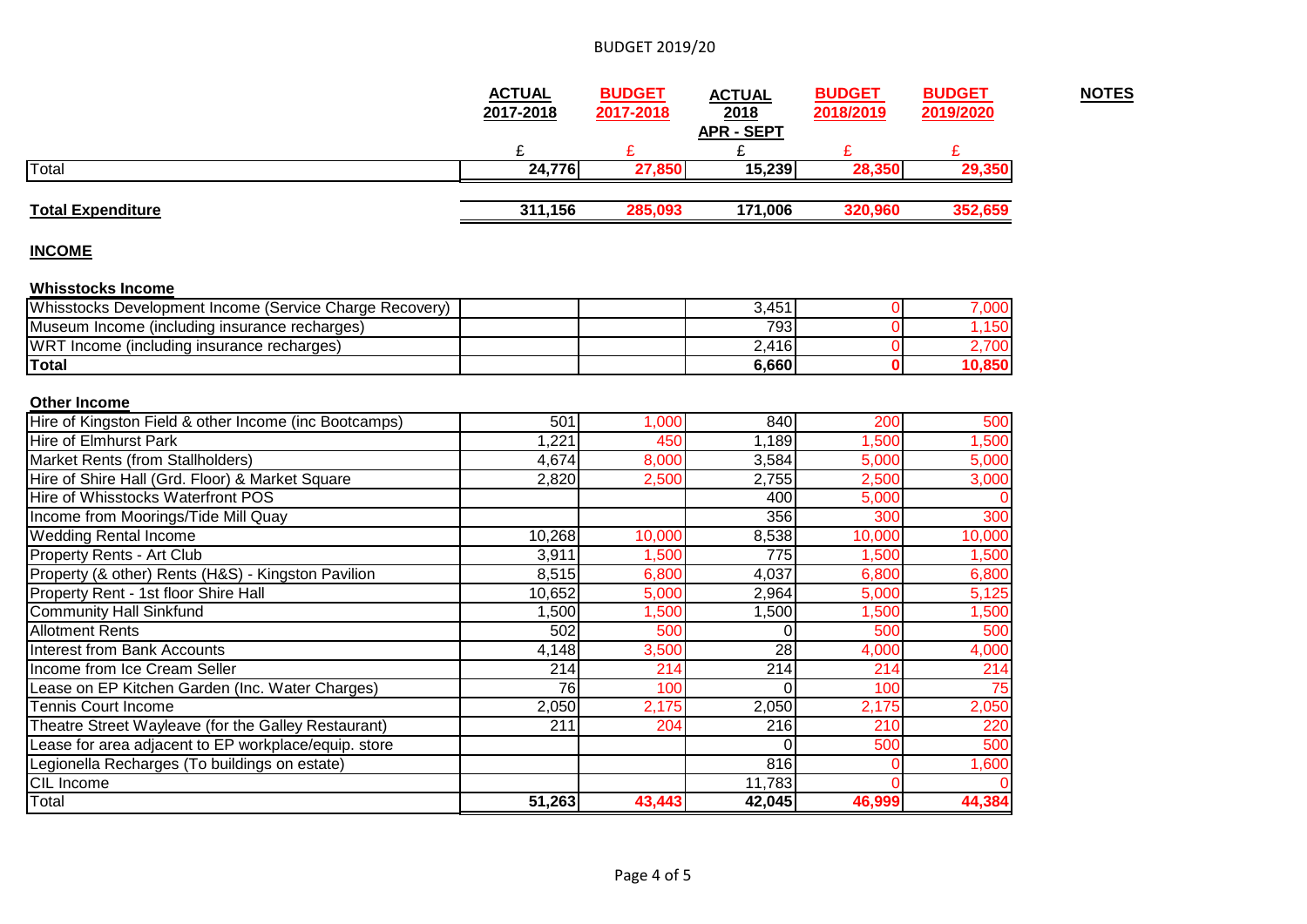BUDGET 2019/20

| | ACTUAL 2017-2018 | BUDGET 2017-2018 | ACTUAL 2018 APR - SEPT | BUDGET 2018/2019 | BUDGET 2019/2020 | NOTES |
|---|---|---|---|---|---|---|
| | £ | £ | £ | £ | £ | |
| Total | **24,776** | **27,850** | **15,239** | **28,350** | **29,350** | |
| | | | | | | |
| **Total Expenditure** | **311,156** | **285,093** | **171,006** | **320,960** | **352,659** | |

## INCOME

**Whisstocks Income**

| | ACTUAL 2017-2018 | BUDGET 2017-2018 | ACTUAL 2018 APR - SEPT | BUDGET 2018/2019 | BUDGET 2019/2020 |
|---|---|---|---|---|---|
| Whisstocks Development Income (Service Charge Recovery) | | | 3,451 | 0 | 7,000 |
| Museum Income (including insurance recharges) | | | 793 | 0 | 1,150 |
| WRT Income (including insurance recharges) | | | 2,416 | 0 | 2,700 |
| **Total** | | | **6,660** | **0** | **10,850** |

**Other Income**

| | ACTUAL 2017-2018 | BUDGET 2017-2018 | ACTUAL 2018 APR - SEPT | BUDGET 2018/2019 | BUDGET 2019/2020 |
|---|---|---|---|---|---|
| Hire of Kingston Field & other Income (inc Bootcamps) | 501 | 1,000 | 840 | 200 | 500 |
| Hire of Elmhurst Park | 1,221 | 450 | 1,189 | 1,500 | 1,500 |
| Market Rents (from Stallholders) | 4,674 | 8,000 | 3,584 | 5,000 | 5,000 |
| Hire of Shire Hall (Grd. Floor) & Market Square | 2,820 | 2,500 | 2,755 | 2,500 | 3,000 |
| Hire of Whisstocks Waterfront POS | | | 400 | 5,000 | 0 |
| Income from Moorings/Tide Mill Quay | | | 356 | 300 | 300 |
| Wedding Rental Income | 10,268 | 10,000 | 8,538 | 10,000 | 10,000 |
| Property Rents - Art Club | 3,911 | 1,500 | 775 | 1,500 | 1,500 |
| Property (& other) Rents (H&S) - Kingston Pavilion | 8,515 | 6,800 | 4,037 | 6,800 | 6,800 |
| Property Rent - 1st floor Shire Hall | 10,652 | 5,000 | 2,964 | 5,000 | 5,125 |
| Community Hall Sinkfund | 1,500 | 1,500 | 1,500 | 1,500 | 1,500 |
| Allotment Rents | 502 | 500 | 0 | 500 | 500 |
| Interest from Bank Accounts | 4,148 | 3,500 | 28 | 4,000 | 4,000 |
| Income from Ice Cream Seller | 214 | 214 | 214 | 214 | 214 |
| Lease on EP Kitchen Garden (Inc. Water Charges) | 76 | 100 | 0 | 100 | 75 |
| Tennis Court Income | 2,050 | 2,175 | 2,050 | 2,175 | 2,050 |
| Theatre Street Wayleave (for the Galley Restaurant) | 211 | 204 | 216 | 210 | 220 |
| Lease for area adjacent to EP workplace/equip. store | | | 0 | 500 | 500 |
| Legionella Recharges (To buildings on estate) | | | 816 | 0 | 1,600 |
| CIL Income | | | 11,783 | 0 | 0 |
| Total | **51,263** | **43,443** | **42,045** | **46,999** | **44,384** |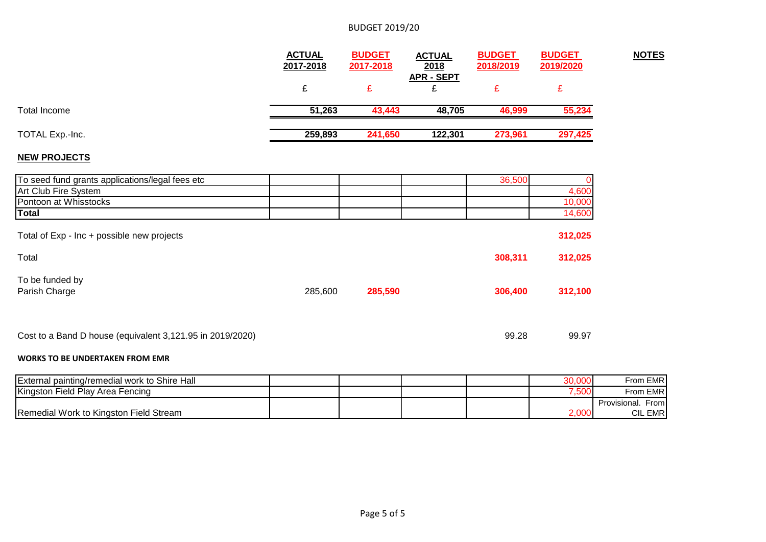BUDGET 2019/20

| | ACTUAL 2017-2018 | BUDGET 2017-2018 | ACTUAL 2018 APR - SEPT | BUDGET 2018/2019 | BUDGET 2019/2020 | NOTES |
|---|---|---|---|---|---|---|
| | £ | £ | £ | £ | £ | |
| Total Income | **51,263** | **43,443** | **48,705** | **46,999** | **55,234** | |
| TOTAL Exp.-Inc. | **259,893** | **241,650** | **122,301** | **273,961** | **297,425** | |

**NEW PROJECTS**

| | | | | | | |
|---|---|---|---|---|---|---|
| To seed fund grants applications/legal fees etc | | | | 36,500 | 0 | |
| Art Club Fire System | | | | | 4,600 | |
| Pontoon at Whisstocks | | | | | 10,000 | |
| **Total** | | | | | 14,600 | |
| Total of Exp - Inc + possible new projects | | | | | **312,025** | |
| Total | | | | **308,311** | **312,025** | |
| To be funded by Parish Charge | 285,600 | **285,590** | | **306,400** | **312,100** | |
| Cost to a Band D house (equivalent 3,121.95 in 2019/2020) | | | | 99.28 | 99.97 | |

**WORKS TO BE UNDERTAKEN FROM EMR**

| | | | | | | |
|---|---|---|---|---|---|---|
| External painting/remedial work to Shire Hall | | | | | 30,000 | From EMR |
| Kingston Field Play Area Fencing | | | | | 7,500 | From EMR |
| Remedial Work to Kingston Field Stream | | | | | 2,000 | Provisional. From CIL EMR |